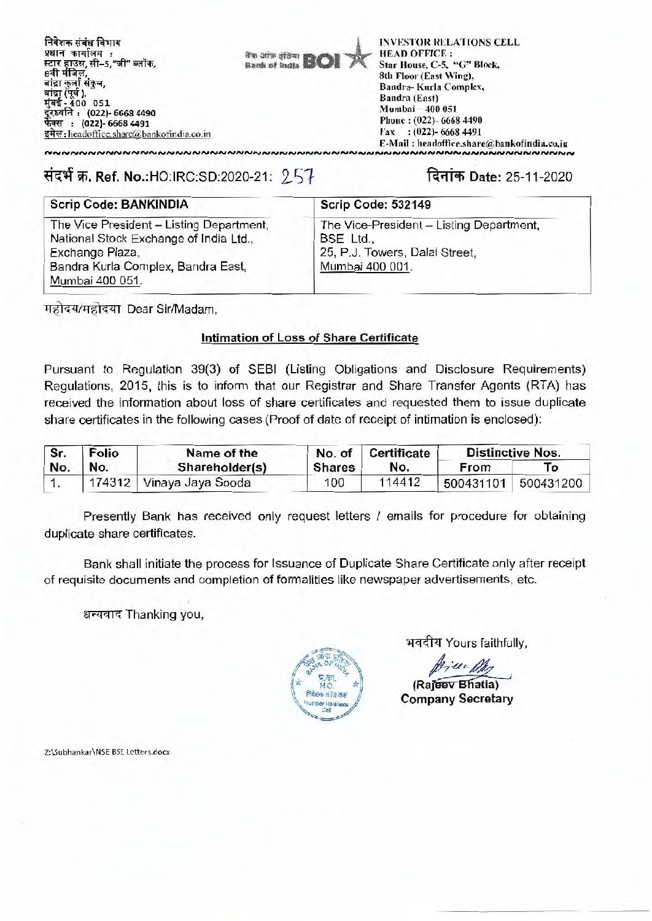निवेशक संबंध विभाग
प्रधान कार्यालय :
स्टार हाउस, सी-5, "जी" ब्लॉक,
8वी मंजिल,
बांद्रा कुर्ला संकुल,
बांद्रा (पूर्व),
मुंबई - 400 051
दूरध्वनि : (022)- 6668 4490
फैक्स : (022)- 6668 4491
इमेल : headoffice.share@bankofindia.co.in

बैंक ऑफ इंडिया Bank of India BOI

INVESTOR RELATIONS CELL
HEAD OFFICE :
Star House, C-5, "G" Block,
8th Floor (East Wing),
Bandra- Kurla Complex,
Bandra (East)
Mumbai - 400 051
Phone : (022)- 6668 4490
Fax : (022)- 6668 4491
E-Mail : headoffice.share@bankofindia.co.in

संदर्भ क्र. Ref. No.:HO:IRC:SD:2020-21: 257

दिनांक Date: 25-11-2020

| Scrip Code: BANKINDIA | Scrip Code: 532149 |
|---|---|
| The Vice President – Listing Department, National Stock Exchange of India Ltd., Exchange Plaza, Bandra Kurla Complex, Bandra East, Mumbai 400 051. | The Vice-President – Listing Department, BSE Ltd., 25, P.J. Towers, Dalal Street, Mumbai 400 001. |

महोदय/महोदया Dear Sir/Madam,

**Intimation of Loss of Share Certificate**

Pursuant to Regulation 39(3) of SEBI (Listing Obligations and Disclosure Requirements) Regulations, 2015, this is to inform that our Registrar and Share Transfer Agents (RTA) has received the information about loss of share certificates and requested them to issue duplicate share certificates in the following cases (Proof of date of receipt of intimation is enclosed):

| Sr. No. | Folio No. | Name of the Shareholder(s) | No. of Shares | Certificate No. | Distinctive Nos. | |
|---|---|---|---|---|---|---|
| | | | | | From | To |
| 1. | 174312 | Vinaya Jaya Sooda | 100 | 114412 | 500431101 | 500431200 |

Presently Bank has received only request letters / emails for procedure for obtaining duplicate share certificates.

Bank shall initiate the process for Issuance of Duplicate Share Certificate only after receipt of requisite documents and completion of formalities like newspaper advertisements, etc.

धन्यवाद Thanking you,

भवदीय Yours faithfully,

(Rajeev Bhatia)
Company Secretary

Z:\Subhankar\NSE BSE Letters.docx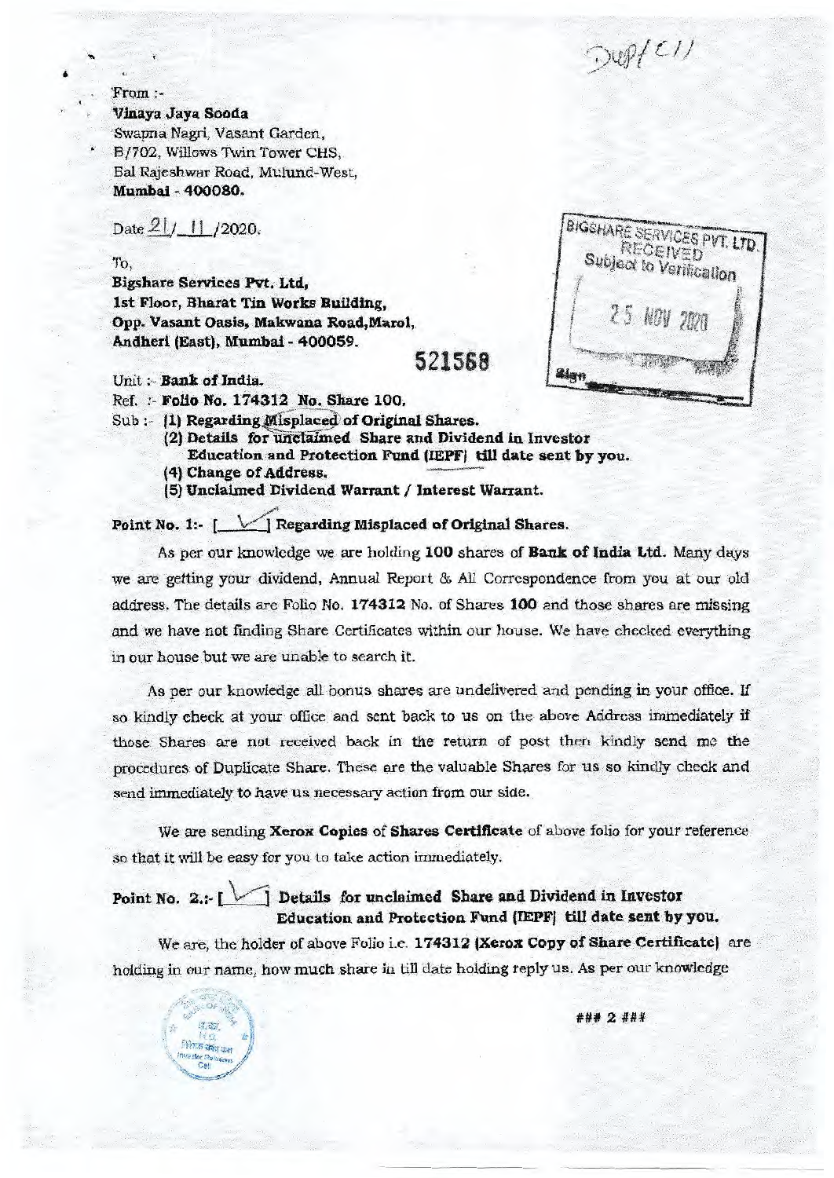Dup/(C1)

From :-

**Vinaya Jaya Sooda**
Swapna Nagri, Vasant Garden,
B/702, Willows Twin Tower CHS,
Bal Rajeshwar Road, Mulund-West,
**Mumbai - 400080.**

Date 21/ 11 /2020.

To,

**Bigshare Services Pvt. Ltd,**
**1st Floor, Bharat Tin Works Building,**
**Opp. Vasant Oasis, Makwana Road, Marol,**
**Andheri (East), Mumbai - 400059.**

BIGSHARE SERVICES PVT. LTD.
RECEIVED
Subject to Verification
25 NOV 2020
Sign

**521568**

Unit :- **Bank of India.**
Ref. :- **Folio No. 174312 No. Share 100.**
Sub :- **(1) Regarding Misplaced of Original Shares.**
**(2) Details for unclaimed Share and Dividend in Investor Education and Protection Fund (IEPF) till date sent by you.**
**(4) Change of Address.**
**(5) Unclaimed Dividend Warrant / Interest Warrant.**

**Point No. 1:- [ ✓ ] Regarding Misplaced of Original Shares.**

As per our knowledge we are holding **100** shares of **Bank of India Ltd.** Many days we are getting your dividend, Annual Report & All Correspondence from you at our old address. The details are Folio No. **174312** No. of Shares **100** and those shares are missing and we have not finding Share Certificates within our house. We have checked everything in our house but we are unable to search it.

As per our knowledge all bonus shares are undelivered and pending in your office. If so kindly check at your office and sent back to us on the above Address immediately if those Shares are not received back in the return of post then kindly send me the procedures of Duplicate Share. These are the valuable Shares for us so kindly check and send immediately to have us necessary action from our side.

We are sending **Xerox Copies** of **Shares Certificate** of above folio for your reference so that it will be easy for you to take action immediately.

**Point No. 2.:- [ ✓ ] Details for unclaimed Share and Dividend in Investor Education and Protection Fund (IEPF) till date sent by you.**

We are, the holder of above Folio i.e. **174312 (Xerox Copy of Share Certificate)** are holding in our name, how much share in till date holding reply us. As per our knowledge

### 2 ###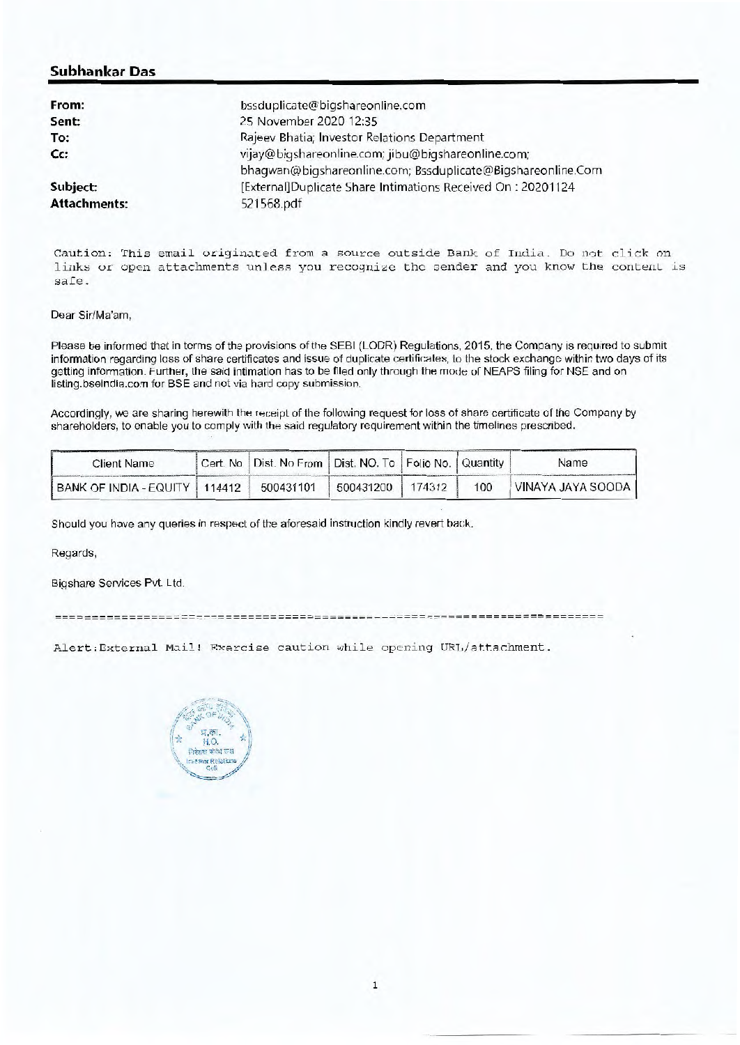## Subhankar Das

**From:** bssduplicate@bigshareonline.com
**Sent:** 25 November 2020 12:35
**To:** Rajeev Bhatia; Investor Relations Department
**Cc:** vijay@bigshareonline.com; jibu@bigshareonline.com; bhagwan@bigshareonline.com; Bssduplicate@Bigshareonline.Com
**Subject:** [External]Duplicate Share Intimations Received On : 20201124
**Attachments:** 521568.pdf

Caution: This email originated from a source outside Bank of India. Do not click on links or open attachments unless you recognize the sender and you know the content is safe.

Dear Sir/Ma'am,

Please be informed that in terms of the provisions of the SEBI (LODR) Regulations, 2015, the Company is required to submit information regarding loss of share certificates and issue of duplicate certificates, to the stock exchange within two days of its getting information. Further, the said intimation has to be filed only through the mode of NEAPS filing for NSE and on listing.bseindia.com for BSE and not via hard copy submission.

Accordingly, we are sharing herewith the receipt of the following request for loss of share certificate of the Company by shareholders, to enable you to comply with the said regulatory requirement within the timelines prescribed.

| Client Name | Cert. No | Dist. No From | Dist. NO. To | Folio No. | Quantity | Name |
|---|---|---|---|---|---|---|
| BANK OF INDIA - EQUITY | 114412 | 500431101 | 500431200 | 174312 | 100 | VINAYA JAYA SOODA |

Should you have any queries in respect of the aforesaid instruction kindly revert back.

Regards,

Bigshare Services Pvt. Ltd.

===========================================================================

Alert:External Mail! Exercise caution while opening URL/attachment.